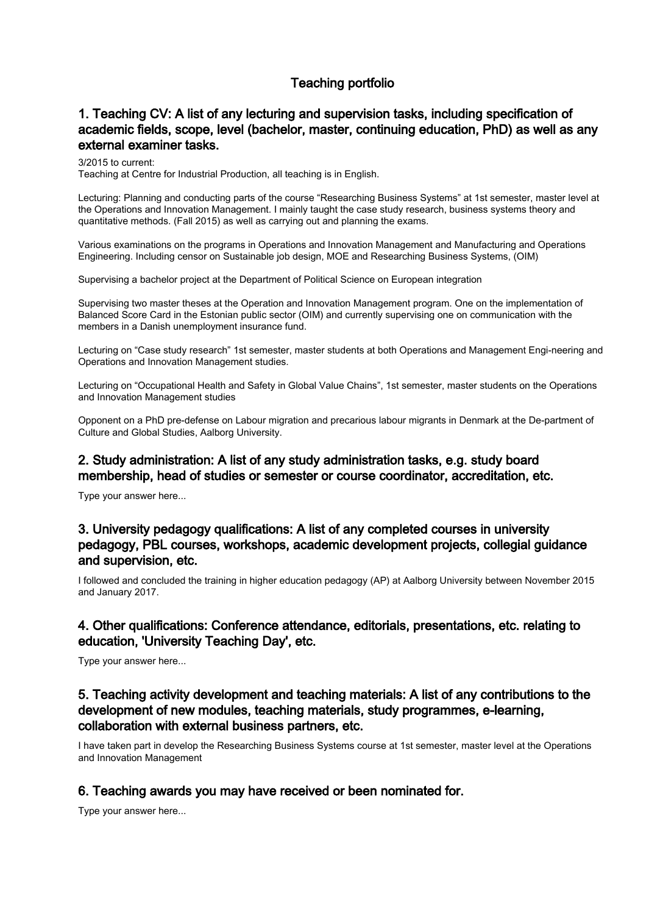# Teaching portfolio

## 1. Teaching CV: A list of any lecturing and supervision tasks, including specification of academic fields, scope, level (bachelor, master, continuing education, PhD) as well as any external examiner tasks.

3/2015 to current:
Teaching at Centre for Industrial Production, all teaching is in English.

Lecturing: Planning and conducting parts of the course "Researching Business Systems" at 1st semester, master level at the Operations and Innovation Management. I mainly taught the case study research, business systems theory and quantitative methods. (Fall 2015) as well as carrying out and planning the exams.

Various examinations on the programs in Operations and Innovation Management and Manufacturing and Operations Engineering. Including censor on Sustainable job design, MOE and Researching Business Systems, (OIM)

Supervising a bachelor project at the Department of Political Science on European integration

Supervising two master theses at the Operation and Innovation Management program. One on the implementation of Balanced Score Card in the Estonian public sector (OIM) and currently supervising one on communication with the members in a Danish unemployment insurance fund.

Lecturing on "Case study research" 1st semester, master students at both Operations and Management Engi-neering and Operations and Innovation Management studies.

Lecturing on "Occupational Health and Safety in Global Value Chains", 1st semester, master students on the Operations and Innovation Management studies

Opponent on a PhD pre-defense on Labour migration and precarious labour migrants in Denmark at the De-partment of Culture and Global Studies, Aalborg University.

## 2. Study administration: A list of any study administration tasks, e.g. study board membership, head of studies or semester or course coordinator, accreditation, etc.

Type your answer here...

## 3. University pedagogy qualifications: A list of any completed courses in university pedagogy, PBL courses, workshops, academic development projects, collegial guidance and supervision, etc.

I followed and concluded the training in higher education pedagogy (AP) at Aalborg University between November 2015 and January 2017.

## 4. Other qualifications: Conference attendance, editorials, presentations, etc. relating to education, 'University Teaching Day', etc.

Type your answer here...

## 5. Teaching activity development and teaching materials: A list of any contributions to the development of new modules, teaching materials, study programmes, e-learning, collaboration with external business partners, etc.

I have taken part in develop the Researching Business Systems course at 1st semester, master level at the Operations and Innovation Management

## 6. Teaching awards you may have received or been nominated for.

Type your answer here...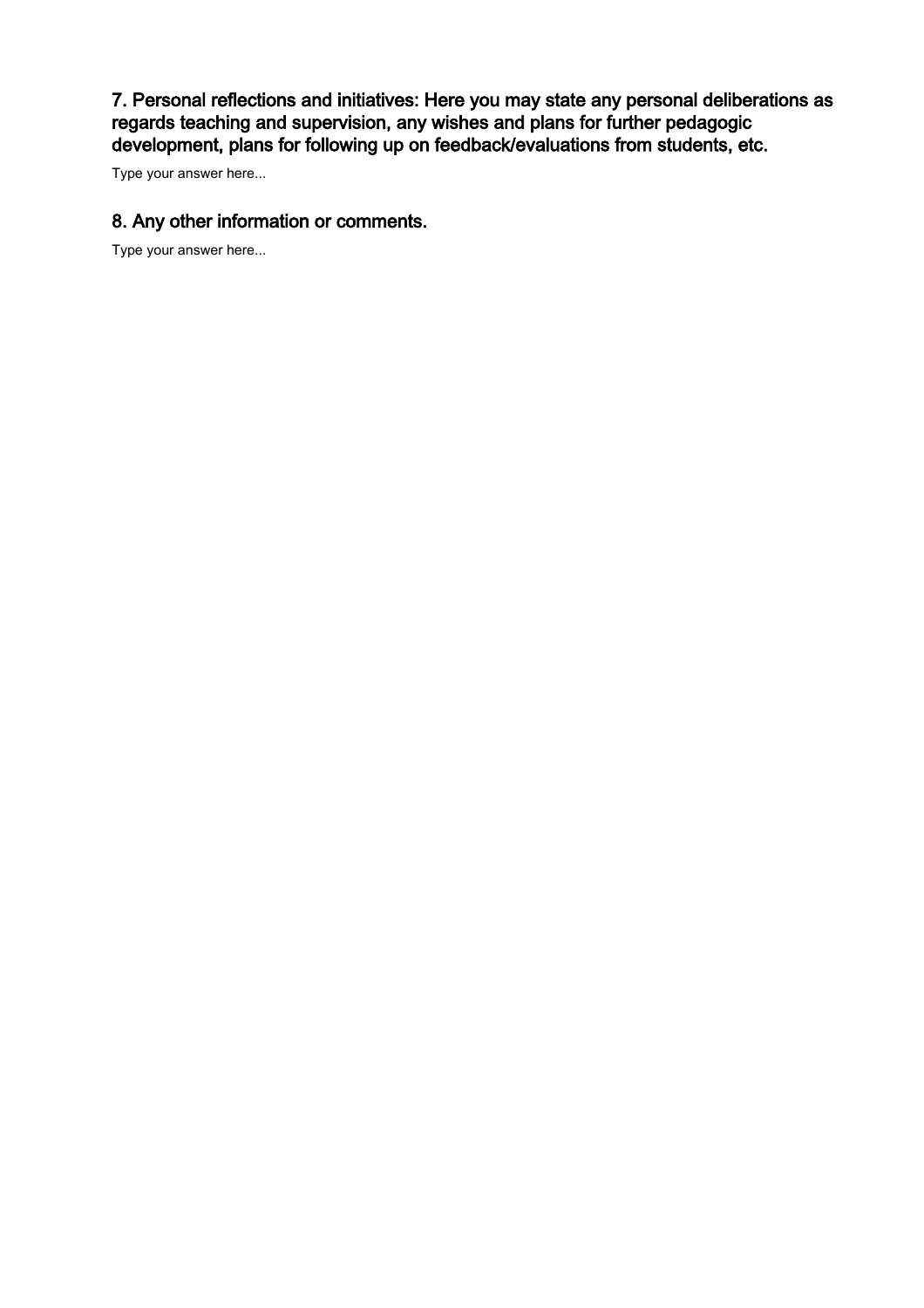## 7. Personal reflections and initiatives: Here you may state any personal deliberations as regards teaching and supervision, any wishes and plans for further pedagogic development, plans for following up on feedback/evaluations from students, etc.

Type your answer here...

## 8. Any other information or comments.

Type your answer here...